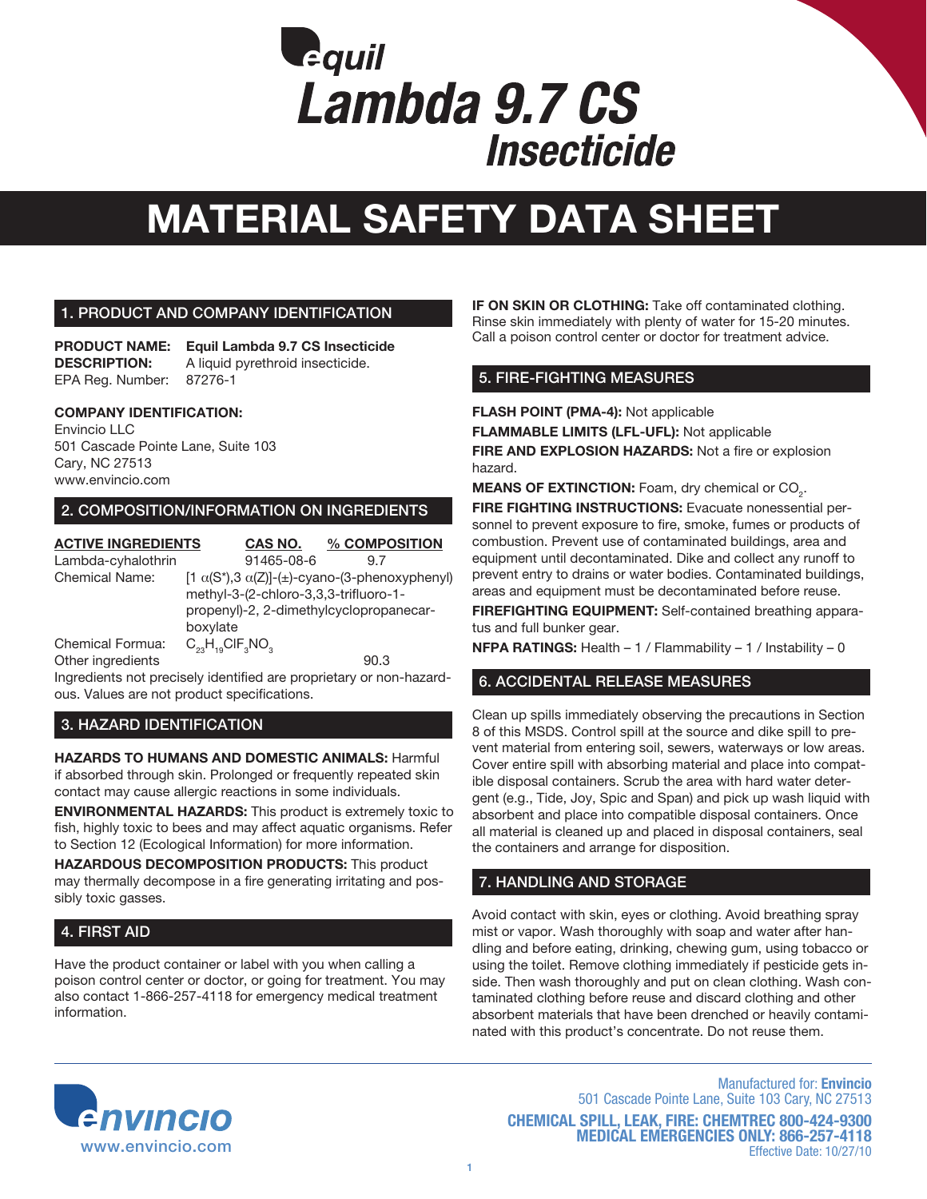# equil Lambda 9.7 CS Insecticide

# MATERIAL SAFETY DATA SHEET

## 1. PRODUCT AND COMPANY IDENTIFICATION

**PRODUCT NAME:** **Equil Lambda 9.7 CS Insecticide**
**DESCRIPTION:** A liquid pyrethroid insecticide.
EPA Reg. Number: 87276-1

**COMPANY IDENTIFICATION:**
Envincio LLC
501 Cascade Pointe Lane, Suite 103
Cary, NC 27513
www.envincio.com

## 2. COMPOSITION/INFORMATION ON INGREDIENTS

| ACTIVE INGREDIENTS | CAS NO. | % COMPOSITION |
|---|---|---|
| Lambda-cyhalothrin | 91465-08-6 | 9.7 |

Chemical Name: [1 α(S*),3 α(Z)]-(±)-cyano-(3-phenoxyphenyl) methyl-3-(2-chloro-3,3,3-trifluoro-1-propenyl)-2, 2-dimethylcyclopropanecarboxylate

Chemical Formua: $C_{23}H_{19}ClF_3NO_3$

Other ingredients 90.3

Ingredients not precisely identified are proprietary or non-hazardous. Values are not product specifications.

## 3. HAZARD IDENTIFICATION

**HAZARDS TO HUMANS AND DOMESTIC ANIMALS:** Harmful if absorbed through skin. Prolonged or frequently repeated skin contact may cause allergic reactions in some individuals.

**ENVIRONMENTAL HAZARDS:** This product is extremely toxic to fish, highly toxic to bees and may affect aquatic organisms. Refer to Section 12 (Ecological Information) for more information.

**HAZARDOUS DECOMPOSITION PRODUCTS:** This product may thermally decompose in a fire generating irritating and possibly toxic gasses.

## 4. FIRST AID

Have the product container or label with you when calling a poison control center or doctor, or going for treatment. You may also contact 1-866-257-4118 for emergency medical treatment information.

**IF ON SKIN OR CLOTHING:** Take off contaminated clothing. Rinse skin immediately with plenty of water for 15-20 minutes. Call a poison control center or doctor for treatment advice.

## 5. FIRE-FIGHTING MEASURES

**FLASH POINT (PMA-4):** Not applicable

**FLAMMABLE LIMITS (LFL-UFL):** Not applicable

**FIRE AND EXPLOSION HAZARDS:** Not a fire or explosion hazard.

**MEANS OF EXTINCTION:** Foam, dry chemical or $CO_2$.

**FIRE FIGHTING INSTRUCTIONS:** Evacuate nonessential personnel to prevent exposure to fire, smoke, fumes or products of combustion. Prevent use of contaminated buildings, area and equipment until decontaminated. Dike and collect any runoff to prevent entry to drains or water bodies. Contaminated buildings, areas and equipment must be decontaminated before reuse.

**FIREFIGHTING EQUIPMENT:** Self-contained breathing apparatus and full bunker gear.

**NFPA RATINGS:** Health – 1 / Flammability – 1 / Instability – 0

## 6. ACCIDENTAL RELEASE MEASURES

Clean up spills immediately observing the precautions in Section 8 of this MSDS. Control spill at the source and dike spill to prevent material from entering soil, sewers, waterways or low areas. Cover entire spill with absorbing material and place into compatible disposal containers. Scrub the area with hard water detergent (e.g., Tide, Joy, Spic and Span) and pick up wash liquid with absorbent and place into compatible disposal containers. Once all material is cleaned up and placed in disposal containers, seal the containers and arrange for disposition.

## 7. HANDLING AND STORAGE

Avoid contact with skin, eyes or clothing. Avoid breathing spray mist or vapor. Wash thoroughly with soap and water after handling and before eating, drinking, chewing gum, using tobacco or using the toilet. Remove clothing immediately if pesticide gets inside. Then wash thoroughly and put on clean clothing. Wash contaminated clothing before reuse and discard clothing and other absorbent materials that have been drenched or heavily contaminated with this product's concentrate. Do not reuse them.

envincio
www.envincio.com

Manufactured for: **Envincio**
501 Cascade Pointe Lane, Suite 103 Cary, NC 27513
**CHEMICAL SPILL, LEAK, FIRE: CHEMTREC 800-424-9300**
**MEDICAL EMERGENCIES ONLY: 866-257-4118**
Effective Date: 10/27/10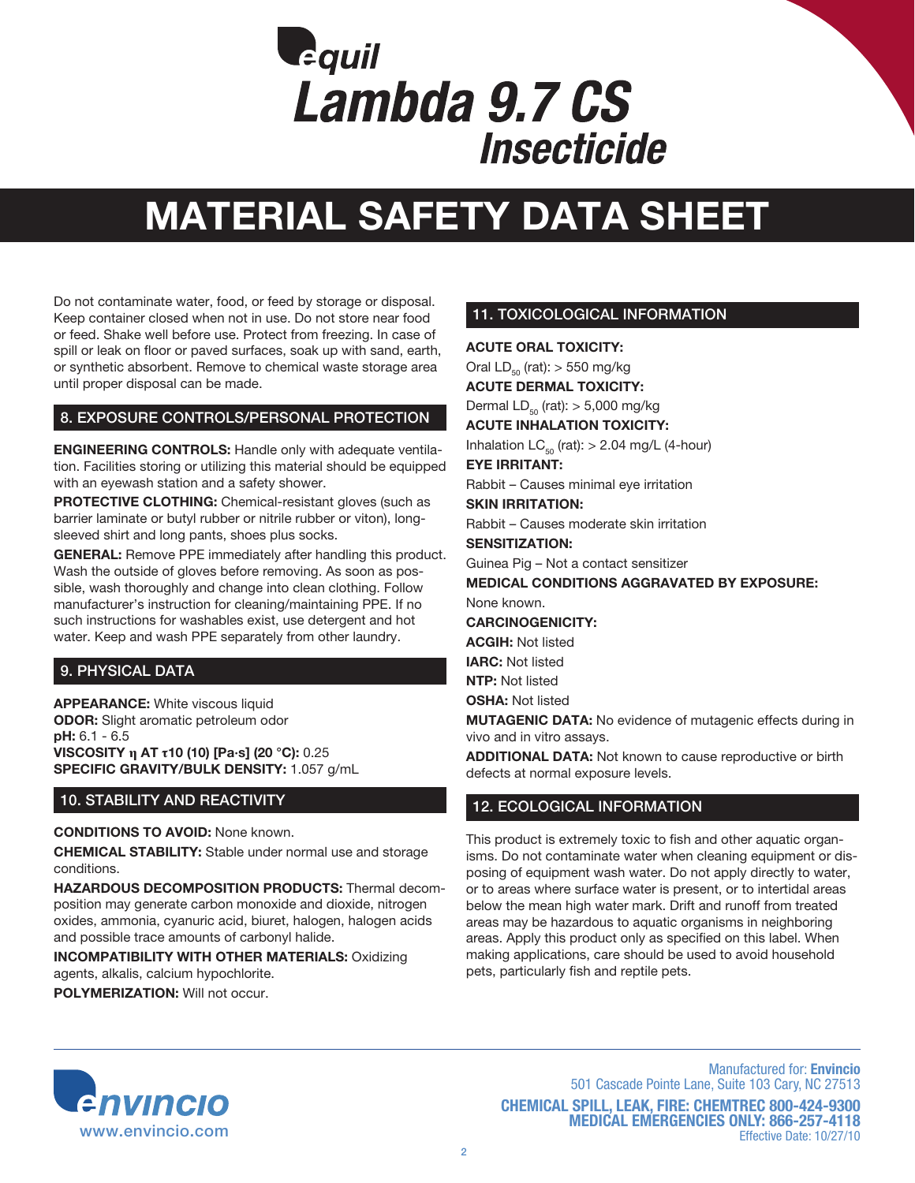# equil Lambda 9.7 CS Insecticide

# MATERIAL SAFETY DATA SHEET

Do not contaminate water, food, or feed by storage or disposal. Keep container closed when not in use. Do not store near food or feed. Shake well before use. Protect from freezing. In case of spill or leak on floor or paved surfaces, soak up with sand, earth, or synthetic absorbent. Remove to chemical waste storage area until proper disposal can be made.

## 8. EXPOSURE CONTROLS/PERSONAL PROTECTION

**ENGINEERING CONTROLS:** Handle only with adequate ventilation. Facilities storing or utilizing this material should be equipped with an eyewash station and a safety shower.

**PROTECTIVE CLOTHING:** Chemical-resistant gloves (such as barrier laminate or butyl rubber or nitrile rubber or viton), long-sleeved shirt and long pants, shoes plus socks.

**GENERAL:** Remove PPE immediately after handling this product. Wash the outside of gloves before removing. As soon as possible, wash thoroughly and change into clean clothing. Follow manufacturer's instruction for cleaning/maintaining PPE. If no such instructions for washables exist, use detergent and hot water. Keep and wash PPE separately from other laundry.

## 9. PHYSICAL DATA

**APPEARANCE:** White viscous liquid
**ODOR:** Slight aromatic petroleum odor
**pH:** 6.1 - 6.5
**VISCOSITY η AT τ10 (10) [Pa·s] (20 °C):** 0.25
**SPECIFIC GRAVITY/BULK DENSITY:** 1.057 g/mL

## 10. STABILITY AND REACTIVITY

**CONDITIONS TO AVOID:** None known.

**CHEMICAL STABILITY:** Stable under normal use and storage conditions.

**HAZARDOUS DECOMPOSITION PRODUCTS:** Thermal decomposition may generate carbon monoxide and dioxide, nitrogen oxides, ammonia, cyanuric acid, biuret, halogen, halogen acids and possible trace amounts of carbonyl halide.

**INCOMPATIBILITY WITH OTHER MATERIALS:** Oxidizing agents, alkalis, calcium hypochlorite.

**POLYMERIZATION:** Will not occur.

## 11. TOXICOLOGICAL INFORMATION

**ACUTE ORAL TOXICITY:**
Oral $LD_{50}$ (rat): > 550 mg/kg

**ACUTE DERMAL TOXICITY:**
Dermal $LD_{50}$ (rat): > 5,000 mg/kg

**ACUTE INHALATION TOXICITY:**
Inhalation $LC_{50}$ (rat): > 2.04 mg/L (4-hour)

**EYE IRRITANT:**
Rabbit – Causes minimal eye irritation

**SKIN IRRITATION:**
Rabbit – Causes moderate skin irritation

**SENSITIZATION:**
Guinea Pig – Not a contact sensitizer

**MEDICAL CONDITIONS AGGRAVATED BY EXPOSURE:**
None known.

**CARCINOGENICITY:**
**ACGIH:** Not listed
**IARC:** Not listed
**NTP:** Not listed
**OSHA:** Not listed

**MUTAGENIC DATA:** No evidence of mutagenic effects during in vivo and in vitro assays.

**ADDITIONAL DATA:** Not known to cause reproductive or birth defects at normal exposure levels.

## 12. ECOLOGICAL INFORMATION

This product is extremely toxic to fish and other aquatic organisms. Do not contaminate water when cleaning equipment or disposing of equipment wash water. Do not apply directly to water, or to areas where surface water is present, or to intertidal areas below the mean high water mark. Drift and runoff from treated areas may be hazardous to aquatic organisms in neighboring areas. Apply this product only as specified on this label. When making applications, care should be used to avoid household pets, particularly fish and reptile pets.

envincio
www.envincio.com

Manufactured for: **Envincio**
501 Cascade Pointe Lane, Suite 103 Cary, NC 27513

**CHEMICAL SPILL, LEAK, FIRE: CHEMTREC 800-424-9300**
**MEDICAL EMERGENCIES ONLY: 866-257-4118**
Effective Date: 10/27/10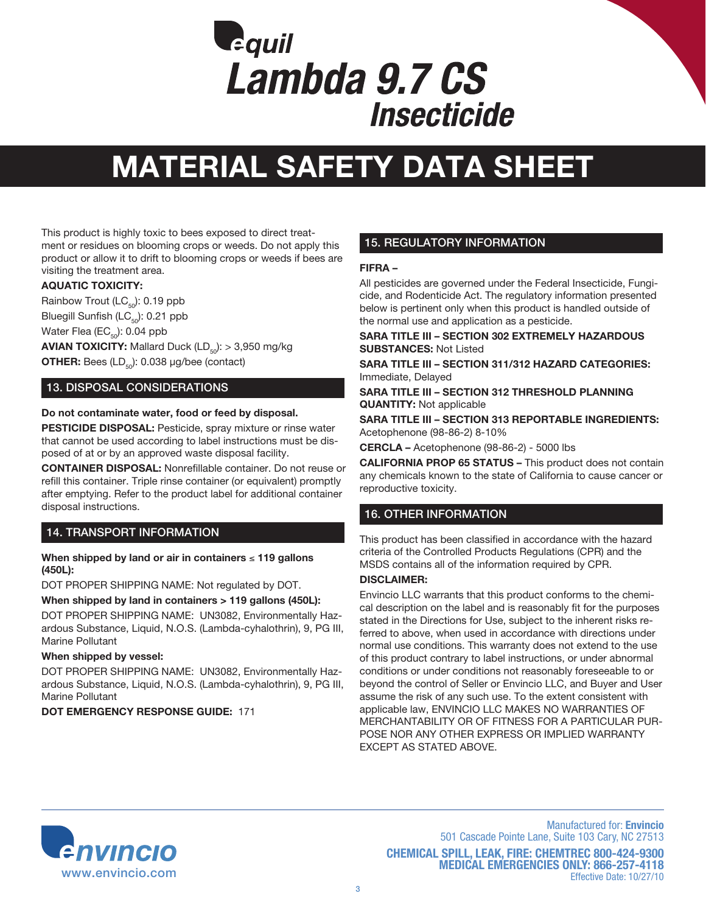# Lambda 9.7 CS Insecticide

# MATERIAL SAFETY DATA SHEET

This product is highly toxic to bees exposed to direct treatment or residues on blooming crops or weeds. Do not apply this product or allow it to drift to blooming crops or weeds if bees are visiting the treatment area.

**AQUATIC TOXICITY:**

Rainbow Trout ($LC_{50}$): 0.19 ppb

Bluegill Sunfish ($LC_{50}$): 0.21 ppb

Water Flea ($EC_{50}$): 0.04 ppb

**AVIAN TOXICITY:** Mallard Duck ($LD_{50}$): > 3,950 mg/kg

**OTHER:** Bees ($LD_{50}$): 0.038 µg/bee (contact)

## 13. DISPOSAL CONSIDERATIONS

**Do not contaminate water, food or feed by disposal.**

**PESTICIDE DISPOSAL:** Pesticide, spray mixture or rinse water that cannot be used according to label instructions must be disposed of at or by an approved waste disposal facility.

**CONTAINER DISPOSAL:** Nonrefillable container. Do not reuse or refill this container. Triple rinse container (or equivalent) promptly after emptying. Refer to the product label for additional container disposal instructions.

## 14. TRANSPORT INFORMATION

**When shipped by land or air in containers ≤ 119 gallons (450L):**

DOT PROPER SHIPPING NAME: Not regulated by DOT.

**When shipped by land in containers > 119 gallons (450L):**

DOT PROPER SHIPPING NAME: UN3082, Environmentally Hazardous Substance, Liquid, N.O.S. (Lambda-cyhalothrin), 9, PG III, Marine Pollutant

**When shipped by vessel:**

DOT PROPER SHIPPING NAME: UN3082, Environmentally Hazardous Substance, Liquid, N.O.S. (Lambda-cyhalothrin), 9, PG III, Marine Pollutant

**DOT EMERGENCY RESPONSE GUIDE:** 171

## 15. REGULATORY INFORMATION

**FIFRA –**

All pesticides are governed under the Federal Insecticide, Fungicide, and Rodenticide Act. The regulatory information presented below is pertinent only when this product is handled outside of the normal use and application as a pesticide.

**SARA TITLE III – SECTION 302 EXTREMELY HAZARDOUS SUBSTANCES:** Not Listed

**SARA TITLE III – SECTION 311/312 HAZARD CATEGORIES:** Immediate, Delayed

**SARA TITLE III – SECTION 312 THRESHOLD PLANNING QUANTITY:** Not applicable

**SARA TITLE III – SECTION 313 REPORTABLE INGREDIENTS:** Acetophenone (98-86-2) 8-10%

**CERCLA –** Acetophenone (98-86-2) - 5000 lbs

**CALIFORNIA PROP 65 STATUS –** This product does not contain any chemicals known to the state of California to cause cancer or reproductive toxicity.

## 16. OTHER INFORMATION

This product has been classified in accordance with the hazard criteria of the Controlled Products Regulations (CPR) and the MSDS contains all of the information required by CPR.

**DISCLAIMER:**

Envincio LLC warrants that this product conforms to the chemical description on the label and is reasonably fit for the purposes stated in the Directions for Use, subject to the inherent risks referred to above, when used in accordance with directions under normal use conditions. This warranty does not extend to the use of this product contrary to label instructions, or under abnormal conditions or under conditions not reasonably foreseeable to or beyond the control of Seller or Envincio LLC, and Buyer and User assume the risk of any such use. To the extent consistent with applicable law, ENVINCIO LLC MAKES NO WARRANTIES OF MERCHANTABILITY OR OF FITNESS FOR A PARTICULAR PURPOSE NOR ANY OTHER EXPRESS OR IMPLIED WARRANTY EXCEPT AS STATED ABOVE.

envincio
www.envincio.com

Manufactured for: **Envincio**
501 Cascade Pointe Lane, Suite 103 Cary, NC 27513

**CHEMICAL SPILL, LEAK, FIRE: CHEMTREC 800-424-9300**
**MEDICAL EMERGENCIES ONLY: 866-257-4118**
Effective Date: 10/27/10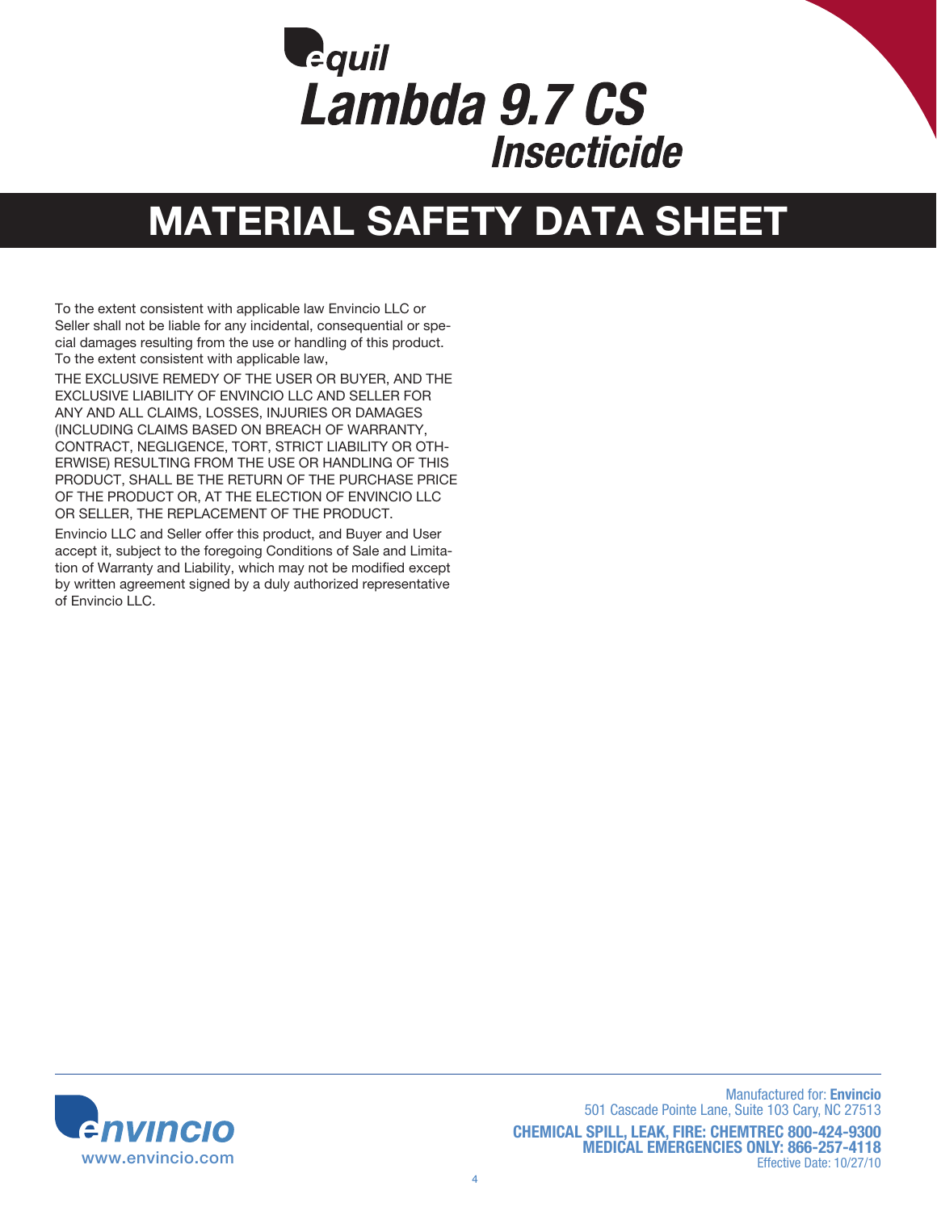# equil Lambda 9.7 CS Insecticide

# MATERIAL SAFETY DATA SHEET

To the extent consistent with applicable law Envincio LLC or Seller shall not be liable for any incidental, consequential or special damages resulting from the use or handling of this product. To the extent consistent with applicable law,

THE EXCLUSIVE REMEDY OF THE USER OR BUYER, AND THE EXCLUSIVE LIABILITY OF ENVINCIO LLC AND SELLER FOR ANY AND ALL CLAIMS, LOSSES, INJURIES OR DAMAGES (INCLUDING CLAIMS BASED ON BREACH OF WARRANTY, CONTRACT, NEGLIGENCE, TORT, STRICT LIABILITY OR OTHERWISE) RESULTING FROM THE USE OR HANDLING OF THIS PRODUCT, SHALL BE THE RETURN OF THE PURCHASE PRICE OF THE PRODUCT OR, AT THE ELECTION OF ENVINCIO LLC OR SELLER, THE REPLACEMENT OF THE PRODUCT.

Envincio LLC and Seller offer this product, and Buyer and User accept it, subject to the foregoing Conditions of Sale and Limitation of Warranty and Liability, which may not be modified except by written agreement signed by a duly authorized representative of Envincio LLC.

envincio
www.envincio.com

Manufactured for: **Envincio**
501 Cascade Pointe Lane, Suite 103 Cary, NC 27513

**CHEMICAL SPILL, LEAK, FIRE: CHEMTREC 800-424-9300**
**MEDICAL EMERGENCIES ONLY: 866-257-4118**
Effective Date: 10/27/10